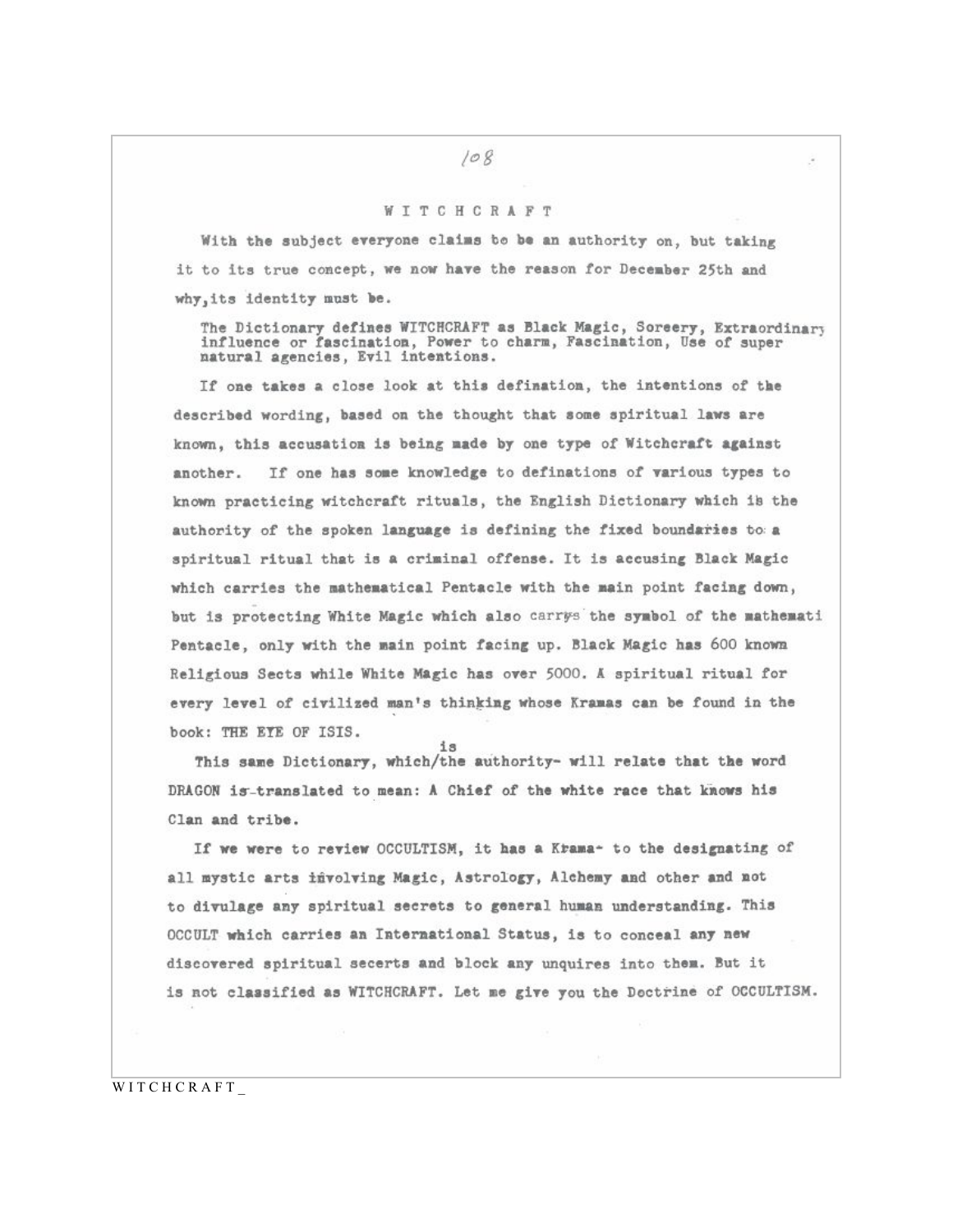# W I T C H C R A F T

With the subject everyone claims to be an authority on, but taking it to its true concept, we now have the reason for December 25th and why, its identity must be.

> The Dictionary defines WITCHCRAFT as Black Magic, Sorcery, Extraordinary influence or fascination, Power to charm, Fascination, Use of super natural agencies, Evil intentions.

If one takes a close look at this defination, the intentions of the described wording, based on the thought that some spiritual laws are known, this accusation is being made by one type of Witchcraft against another. If one has some knowledge to definations of various types to known practicing witchcraft rituals, the English Dictionary which is the authority of the spoken language is defining the fixed boundaries to a spiritual ritual that is a criminal offense. It is accusing Black Magic which carries the mathematical Pentacle with the main point facing down, but is protecting White Magic which also carrys the symbol of the mathemati Pentacle, only with the main point facing up. Black Magic has 600 known Religious Sects while White Magic has over 5000. A spiritual ritual for every level of civilized man's thinking whose Kramas can be found in the book: THE EYE OF ISIS.

This same Dictionary, which is the authority- will relate that the word DRAGON is translated to mean: A Chief of the white race that knows his Clan and tribe.

If we were to review OCCULTISM, it has a Krama- to the designating of all mystic arts involving Magic, Astrology, Alchemy and other and not to divulage any spiritual secrets to general human understanding. This OCCULT which carries an International Status, is to conceal any new discovered spiritual secerts and block any unquires into them. But it is not classified as WITCHCRAFT. Let me give you the Doctrine of OCCULTISM.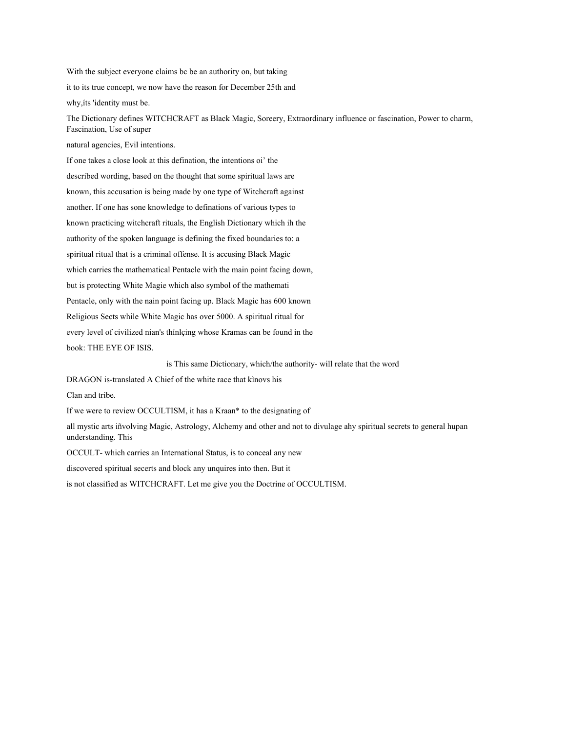With the subject everyone claims bc be an authority on, but taking it to its true concept, we now have the reason for December 25th and why,íts 'identity must be.

The Dictionary defines WITCHCRAFT as Black Magic, Soreery, Extraordinary influence or fascination, Power to charm, Fascination, Use of super natural agencies, Evil intentions.

If one takes a close look at this defination, the intentions oi' the described wording, based on the thought that some spiritual laws are known, this accusation is being made by one type of Witchcraft against another. If one has sone knowledge to definations of various types to known practicing witchcraft rituals, the English Dictionary which ih the authority of the spoken language is defining the fixed boundaries to: a spiritual ritual that is a criminal offense. It is accusing Black Magic which carries the mathematical Pentacle with the main point facing down, but is protecting White Magie which also symbol of the mathemati Pentacle, only with the nain point facing up. Black Magic has 600 known Religious Sects while White Magic has over 5000. A spiritual ritual for every level of civilized nian's thínlçing whose Kramas can be found in the book: THE EYE OF ISIS.

is This same Dictionary, which/the authority- will relate that the word DRAGON is-translated A Chief of the white race that kìnovs his Clan and tribe.

If we were to review OCCULTISM, it has a Kraan* to the designating of all mystic arts iñvolving Magic, Astrology, Alchemy and other and not to divulage ahy spiritual secrets to general hupan understanding. This OCCULT- which carries an International Status, is to conceal any new discovered spiritual secerts and block any unquires into then. But it is not classified as WITCHCRAFT. Let me give you the Doctrine of OCCULTISM.